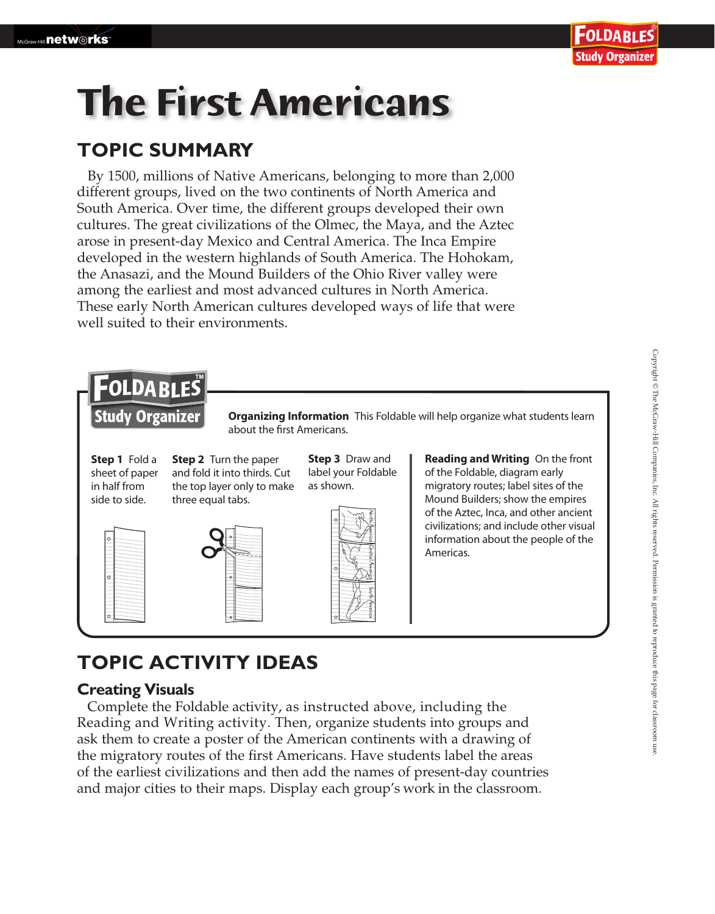# The First Americans

## TOPIC SUMMARY

By 1500, millions of Native Americans, belonging to more than 2,000 different groups, lived on the two continents of North America and South America. Over time, the different groups developed their own cultures. The great civilizations of the Olmec, the Maya, and the Aztec arose in present-day Mexico and Central America. The Inca Empire developed in the western highlands of South America. The Hohokam, the Anasazi, and the Mound Builders of the Ohio River valley were among the earliest and most advanced cultures in North America. These early North American cultures developed ways of life that were well suited to their environments.

**FOLDABLES Study Organizer**

**Organizing Information** This Foldable will help organize what students learn about the first Americans.

**Step 1** Fold a sheet of paper in half from side to side.

**Step 2** Turn the paper and fold it into thirds. Cut the top layer only to make three equal tabs.

**Step 3** Draw and label your Foldable as shown.

North America | Central America | South America

**Reading and Writing** On the front of the Foldable, diagram early migratory routes; label sites of the Mound Builders; show the empires of the Aztec, Inca, and other ancient civilizations; and include other visual information about the people of the Americas.

## TOPIC ACTIVITY IDEAS

### Creating Visuals

Complete the Foldable activity, as instructed above, including the Reading and Writing activity. Then, organize students into groups and ask them to create a poster of the American continents with a drawing of the migratory routes of the first Americans. Have students label the areas of the earliest civilizations and then add the names of present-day countries and major cities to their maps. Display each group's work in the classroom.

Copyright © The McGraw-Hill Companies, Inc. All rights reserved. Permission is granted to reproduce this page for classroom use.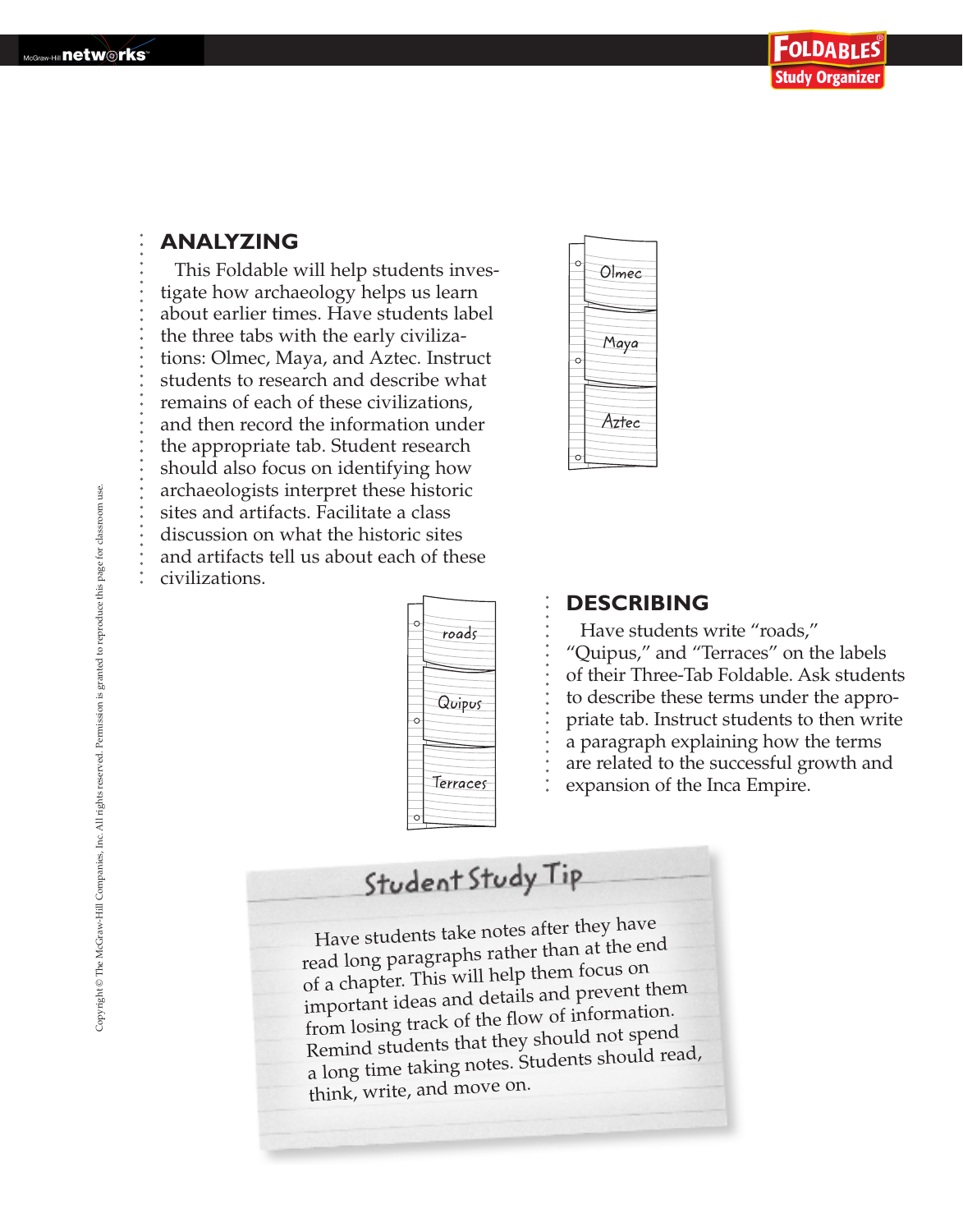## ANALYZING

This Foldable will help students investigate how archaeology helps us learn about earlier times. Have students label the three tabs with the early civilizations: Olmec, Maya, and Aztec. Instruct students to research and describe what remains of each of these civilizations, and then record the information under the appropriate tab. Student research should also focus on identifying how archaeologists interpret these historic sites and artifacts. Facilitate a class discussion on what the historic sites and artifacts tell us about each of these civilizations.

Olmec

Maya

Aztec

roads

Quipus

Terraces

## DESCRIBING

Have students write "roads," "Quipus," and "Terraces" on the labels of their Three-Tab Foldable. Ask students to describe these terms under the appropriate tab. Instruct students to then write a paragraph explaining how the terms are related to the successful growth and expansion of the Inca Empire.

### Student Study Tip

Have students take notes after they have read long paragraphs rather than at the end of a chapter. This will help them focus on important ideas and details and prevent them from losing track of the flow of information. Remind students that they should not spend a long time taking notes. Students should read, think, write, and move on.